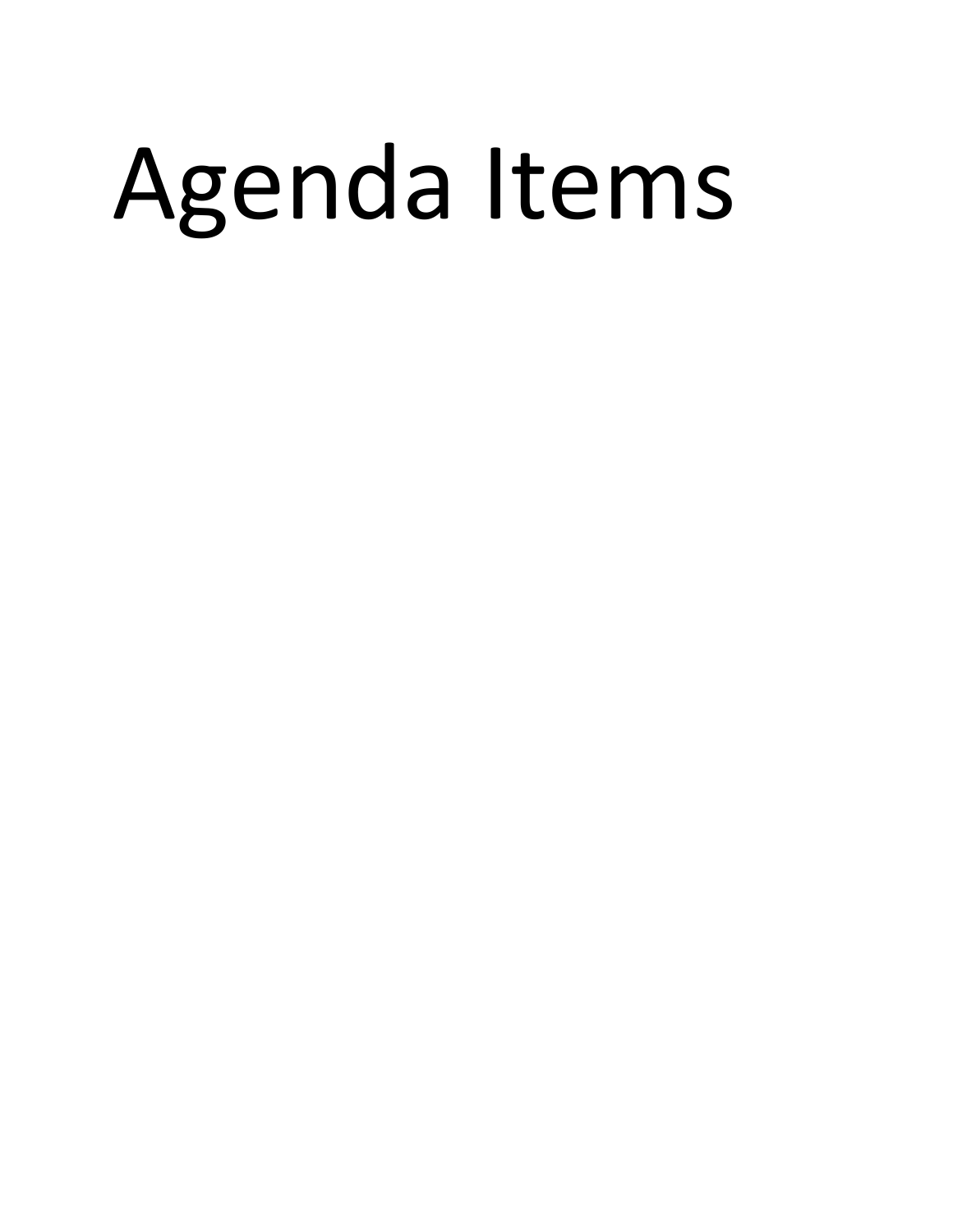# Agenda Items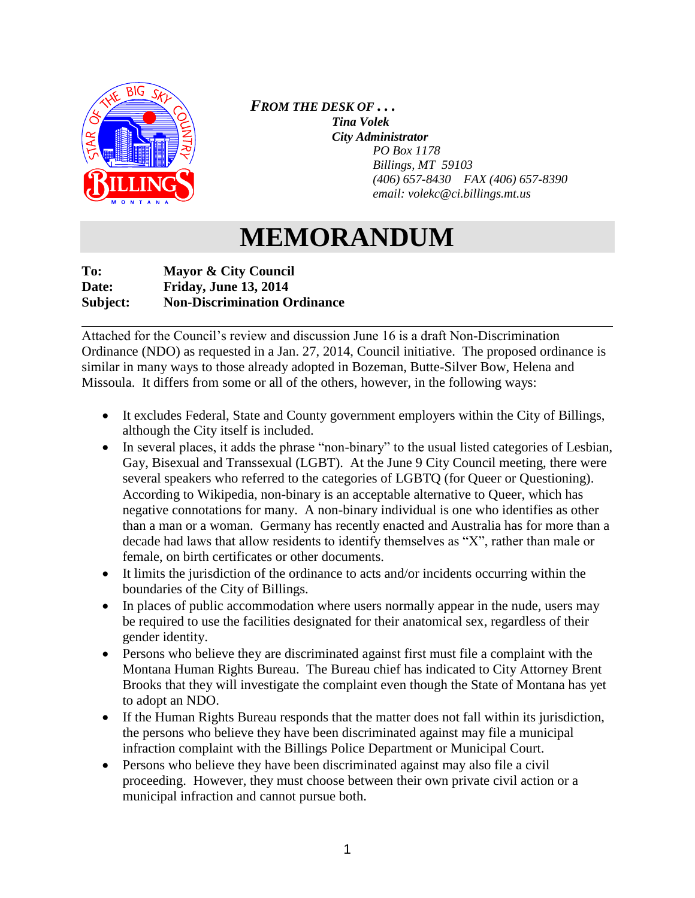***FROM THE DESK OF . . .***
***Tina Volek***
***City Administrator***
*PO Box 1178*
*Billings, MT 59103*
*(406) 657-8430 FAX (406) 657-8390*
*email: volekc@ci.billings.mt.us*

# MEMORANDUM

**To:** **Mayor & City Council**
**Date:** **Friday, June 13, 2014**
**Subject:** **Non-Discrimination Ordinance**

---

Attached for the Council's review and discussion June 16 is a draft Non-Discrimination Ordinance (NDO) as requested in a Jan. 27, 2014, Council initiative. The proposed ordinance is similar in many ways to those already adopted in Bozeman, Butte-Silver Bow, Helena and Missoula. It differs from some or all of the others, however, in the following ways:

- It excludes Federal, State and County government employers within the City of Billings, although the City itself is included.
- In several places, it adds the phrase "non-binary" to the usual listed categories of Lesbian, Gay, Bisexual and Transsexual (LGBT). At the June 9 City Council meeting, there were several speakers who referred to the categories of LGBTQ (for Queer or Questioning). According to Wikipedia, non-binary is an acceptable alternative to Queer, which has negative connotations for many. A non-binary individual is one who identifies as other than a man or a woman. Germany has recently enacted and Australia has for more than a decade had laws that allow residents to identify themselves as "X", rather than male or female, on birth certificates or other documents.
- It limits the jurisdiction of the ordinance to acts and/or incidents occurring within the boundaries of the City of Billings.
- In places of public accommodation where users normally appear in the nude, users may be required to use the facilities designated for their anatomical sex, regardless of their gender identity.
- Persons who believe they are discriminated against first must file a complaint with the Montana Human Rights Bureau. The Bureau chief has indicated to City Attorney Brent Brooks that they will investigate the complaint even though the State of Montana has yet to adopt an NDO.
- If the Human Rights Bureau responds that the matter does not fall within its jurisdiction, the persons who believe they have been discriminated against may file a municipal infraction complaint with the Billings Police Department or Municipal Court.
- Persons who believe they have been discriminated against may also file a civil proceeding. However, they must choose between their own private civil action or a municipal infraction and cannot pursue both.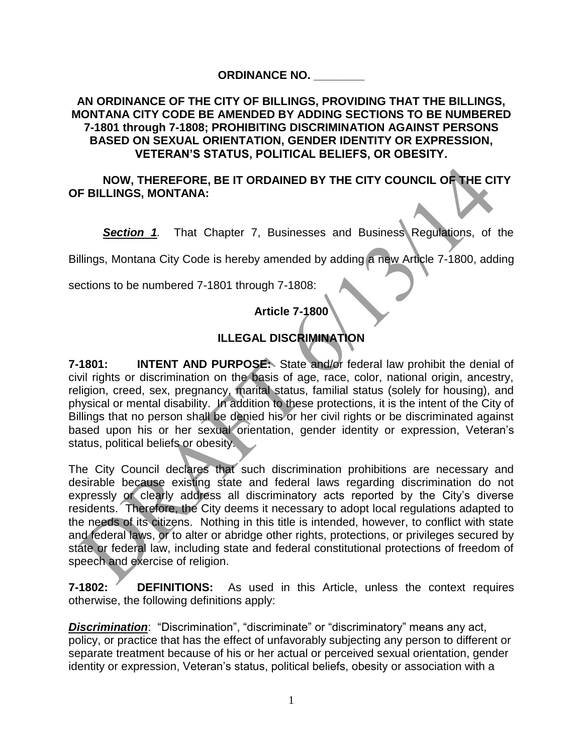**ORDINANCE NO. ________**

**AN ORDINANCE OF THE CITY OF BILLINGS, PROVIDING THAT THE BILLINGS, MONTANA CITY CODE BE AMENDED BY ADDING SECTIONS TO BE NUMBERED 7-1801 through 7-1808; PROHIBITING DISCRIMINATION AGAINST PERSONS BASED ON SEXUAL ORIENTATION, GENDER IDENTITY OR EXPRESSION, VETERAN'S STATUS, POLITICAL BELIEFS, OR OBESITY.**

**NOW, THEREFORE, BE IT ORDAINED BY THE CITY COUNCIL OF THE CITY OF BILLINGS, MONTANA:**

***Section 1***. That Chapter 7, Businesses and Business Regulations, of the Billings, Montana City Code is hereby amended by adding a new Article 7-1800, adding sections to be numbered 7-1801 through 7-1808:

**Article 7-1800**

**ILLEGAL DISCRIMINATION**

**7-1801: INTENT AND PURPOSE:** State and/or federal law prohibit the denial of civil rights or discrimination on the basis of age, race, color, national origin, ancestry, religion, creed, sex, pregnancy, marital status, familial status (solely for housing), and physical or mental disability. In addition to these protections, it is the intent of the City of Billings that no person shall be denied his or her civil rights or be discriminated against based upon his or her sexual orientation, gender identity or expression, Veteran's status, political beliefs or obesity.

The City Council declares that such discrimination prohibitions are necessary and desirable because existing state and federal laws regarding discrimination do not expressly or clearly address all discriminatory acts reported by the City's diverse residents. Therefore, the City deems it necessary to adopt local regulations adapted to the needs of its citizens. Nothing in this title is intended, however, to conflict with state and federal laws, or to alter or abridge other rights, protections, or privileges secured by state or federal law, including state and federal constitutional protections of freedom of speech and exercise of religion.

**7-1802: DEFINITIONS:** As used in this Article, unless the context requires otherwise, the following definitions apply:

***Discrimination***: "Discrimination", "discriminate" or "discriminatory" means any act, policy, or practice that has the effect of unfavorably subjecting any person to different or separate treatment because of his or her actual or perceived sexual orientation, gender identity or expression, Veteran's status, political beliefs, obesity or association with a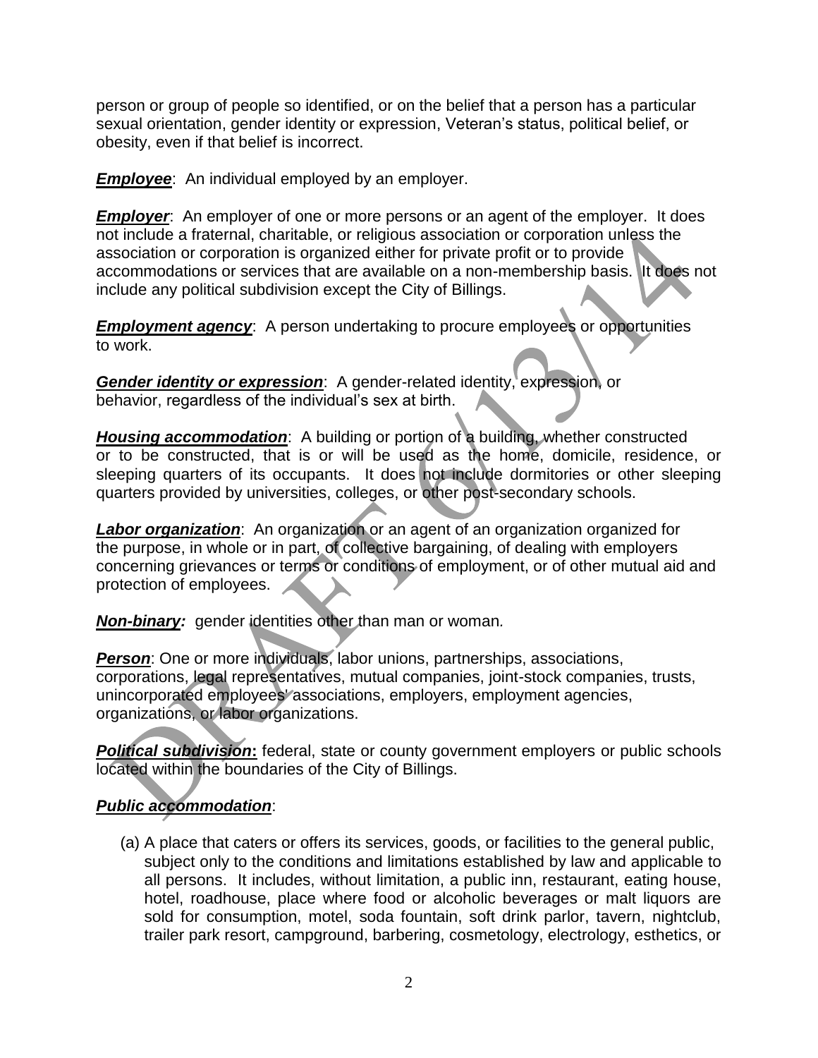person or group of people so identified, or on the belief that a person has a particular sexual orientation, gender identity or expression, Veteran's status, political belief, or obesity, even if that belief is incorrect.

***Employee***: An individual employed by an employer.

***Employer***: An employer of one or more persons or an agent of the employer. It does not include a fraternal, charitable, or religious association or corporation unless the association or corporation is organized either for private profit or to provide accommodations or services that are available on a non-membership basis. It does not include any political subdivision except the City of Billings.

***Employment agency***: A person undertaking to procure employees or opportunities to work.

***Gender identity or expression***: A gender-related identity, expression, or behavior, regardless of the individual's sex at birth.

***Housing accommodation***: A building or portion of a building, whether constructed or to be constructed, that is or will be used as the home, domicile, residence, or sleeping quarters of its occupants. It does not include dormitories or other sleeping quarters provided by universities, colleges, or other post-secondary schools.

***Labor organization***: An organization or an agent of an organization organized for the purpose, in whole or in part, of collective bargaining, of dealing with employers concerning grievances or terms or conditions of employment, or of other mutual aid and protection of employees.

***Non-binary:*** gender identities other than man or woman.

***Person***: One or more individuals, labor unions, partnerships, associations, corporations, legal representatives, mutual companies, joint-stock companies, trusts, unincorporated employees' associations, employers, employment agencies, organizations, or labor organizations.

***Political subdivision*:** federal, state or county government employers or public schools located within the boundaries of the City of Billings.

***Public accommodation***:

(a) A place that caters or offers its services, goods, or facilities to the general public, subject only to the conditions and limitations established by law and applicable to all persons. It includes, without limitation, a public inn, restaurant, eating house, hotel, roadhouse, place where food or alcoholic beverages or malt liquors are sold for consumption, motel, soda fountain, soft drink parlor, tavern, nightclub, trailer park resort, campground, barbering, cosmetology, electrology, esthetics, or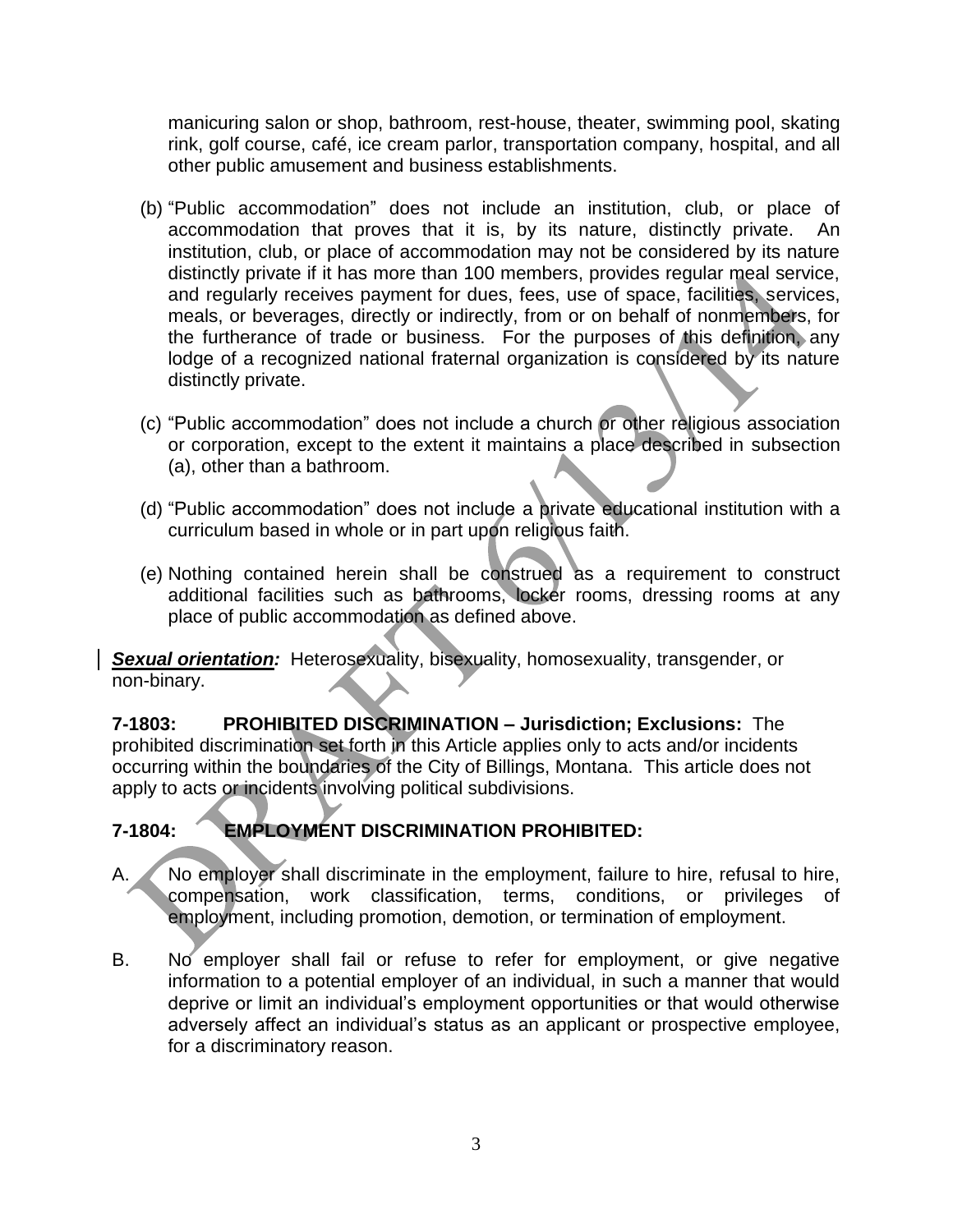manicuring salon or shop, bathroom, rest-house, theater, swimming pool, skating rink, golf course, café, ice cream parlor, transportation company, hospital, and all other public amusement and business establishments.

(b) "Public accommodation" does not include an institution, club, or place of accommodation that proves that it is, by its nature, distinctly private. An institution, club, or place of accommodation may not be considered by its nature distinctly private if it has more than 100 members, provides regular meal service, and regularly receives payment for dues, fees, use of space, facilities, services, meals, or beverages, directly or indirectly, from or on behalf of nonmembers, for the furtherance of trade or business. For the purposes of this definition, any lodge of a recognized national fraternal organization is considered by its nature distinctly private.

(c) "Public accommodation" does not include a church or other religious association or corporation, except to the extent it maintains a place described in subsection (a), other than a bathroom.

(d) "Public accommodation" does not include a private educational institution with a curriculum based in whole or in part upon religious faith.

(e) Nothing contained herein shall be construed as a requirement to construct additional facilities such as bathrooms, locker rooms, dressing rooms at any place of public accommodation as defined above.

***Sexual orientation:*** Heterosexuality, bisexuality, homosexuality, transgender, or non-binary.

**7-1803: PROHIBITED DISCRIMINATION – Jurisdiction; Exclusions:** The prohibited discrimination set forth in this Article applies only to acts and/or incidents occurring within the boundaries of the City of Billings, Montana. This article does not apply to acts or incidents involving political subdivisions.

**7-1804: EMPLOYMENT DISCRIMINATION PROHIBITED:**

A. No employer shall discriminate in the employment, failure to hire, refusal to hire, compensation, work classification, terms, conditions, or privileges of employment, including promotion, demotion, or termination of employment.

B. No employer shall fail or refuse to refer for employment, or give negative information to a potential employer of an individual, in such a manner that would deprive or limit an individual's employment opportunities or that would otherwise adversely affect an individual's status as an applicant or prospective employee, for a discriminatory reason.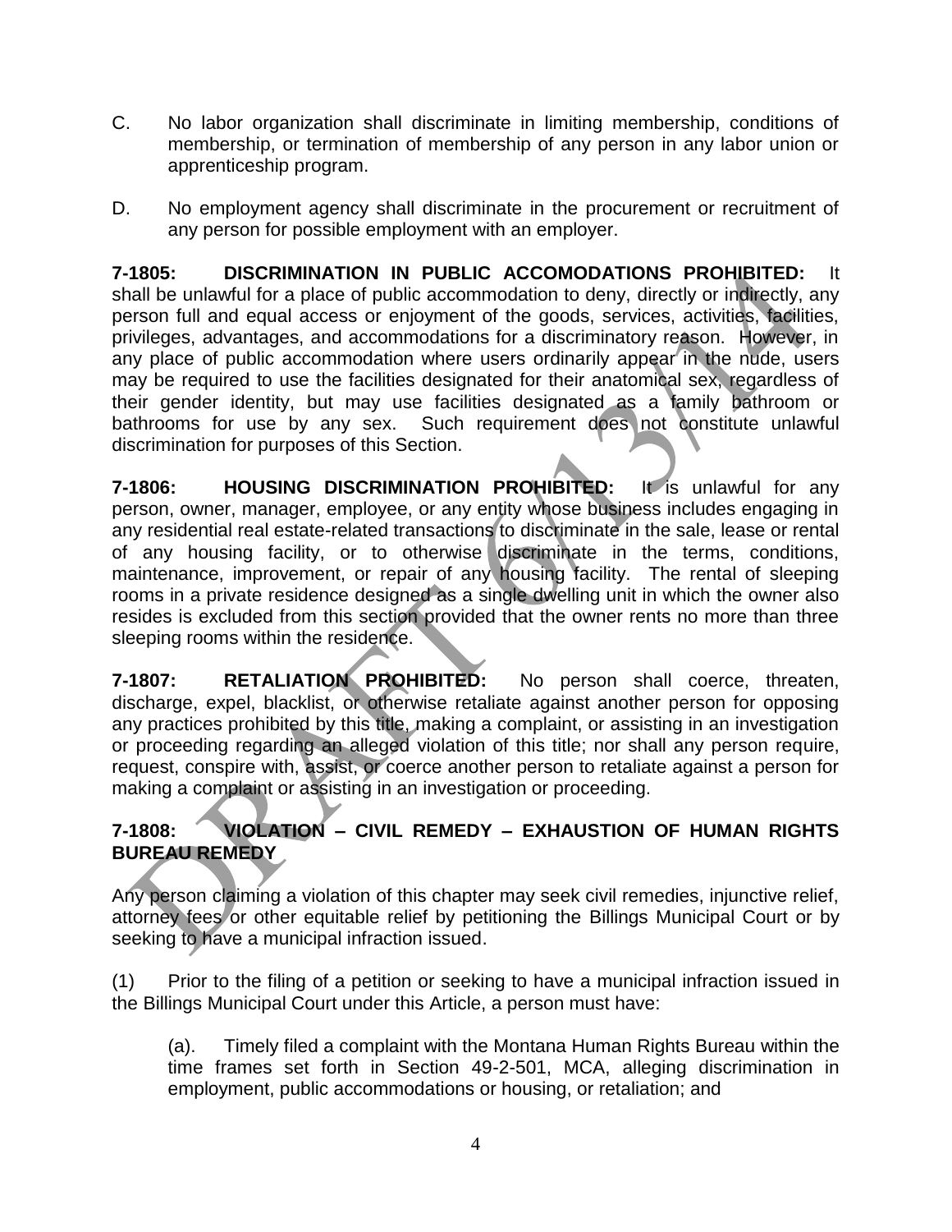C. No labor organization shall discriminate in limiting membership, conditions of membership, or termination of membership of any person in any labor union or apprenticeship program.

D. No employment agency shall discriminate in the procurement or recruitment of any person for possible employment with an employer.

**7-1805: DISCRIMINATION IN PUBLIC ACCOMODATIONS PROHIBITED:** It shall be unlawful for a place of public accommodation to deny, directly or indirectly, any person full and equal access or enjoyment of the goods, services, activities, facilities, privileges, advantages, and accommodations for a discriminatory reason. However, in any place of public accommodation where users ordinarily appear in the nude, users may be required to use the facilities designated for their anatomical sex, regardless of their gender identity, but may use facilities designated as a family bathroom or bathrooms for use by any sex. Such requirement does not constitute unlawful discrimination for purposes of this Section.

**7-1806: HOUSING DISCRIMINATION PROHIBITED:** It is unlawful for any person, owner, manager, employee, or any entity whose business includes engaging in any residential real estate-related transactions to discriminate in the sale, lease or rental of any housing facility, or to otherwise discriminate in the terms, conditions, maintenance, improvement, or repair of any housing facility. The rental of sleeping rooms in a private residence designed as a single dwelling unit in which the owner also resides is excluded from this section provided that the owner rents no more than three sleeping rooms within the residence.

**7-1807: RETALIATION PROHIBITED:** No person shall coerce, threaten, discharge, expel, blacklist, or otherwise retaliate against another person for opposing any practices prohibited by this title, making a complaint, or assisting in an investigation or proceeding regarding an alleged violation of this title; nor shall any person require, request, conspire with, assist, or coerce another person to retaliate against a person for making a complaint or assisting in an investigation or proceeding.

**7-1808: VIOLATION – CIVIL REMEDY – EXHAUSTION OF HUMAN RIGHTS BUREAU REMEDY**

Any person claiming a violation of this chapter may seek civil remedies, injunctive relief, attorney fees or other equitable relief by petitioning the Billings Municipal Court or by seeking to have a municipal infraction issued.

(1) Prior to the filing of a petition or seeking to have a municipal infraction issued in the Billings Municipal Court under this Article, a person must have:

(a). Timely filed a complaint with the Montana Human Rights Bureau within the time frames set forth in Section 49-2-501, MCA, alleging discrimination in employment, public accommodations or housing, or retaliation; and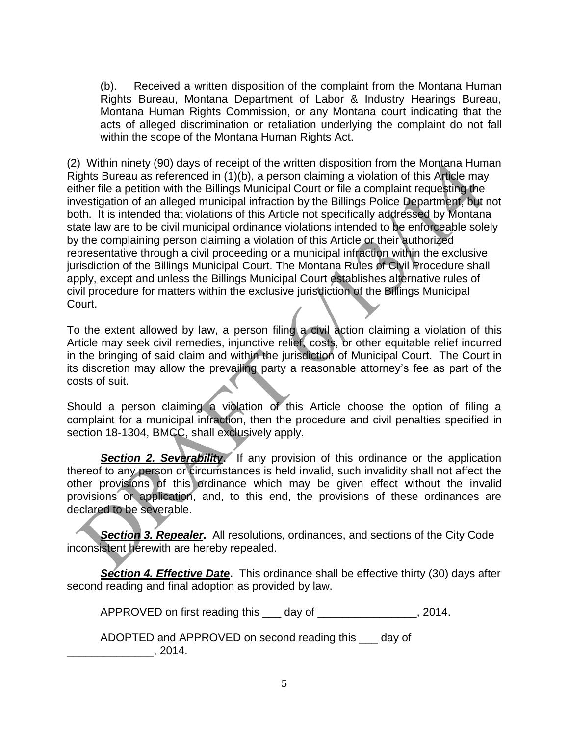(b). Received a written disposition of the complaint from the Montana Human Rights Bureau, Montana Department of Labor & Industry Hearings Bureau, Montana Human Rights Commission, or any Montana court indicating that the acts of alleged discrimination or retaliation underlying the complaint do not fall within the scope of the Montana Human Rights Act.

(2) Within ninety (90) days of receipt of the written disposition from the Montana Human Rights Bureau as referenced in (1)(b), a person claiming a violation of this Article may either file a petition with the Billings Municipal Court or file a complaint requesting the investigation of an alleged municipal infraction by the Billings Police Department, but not both. It is intended that violations of this Article not specifically addressed by Montana state law are to be civil municipal ordinance violations intended to be enforceable solely by the complaining person claiming a violation of this Article or their authorized representative through a civil proceeding or a municipal infraction within the exclusive jurisdiction of the Billings Municipal Court. The Montana Rules of Civil Procedure shall apply, except and unless the Billings Municipal Court establishes alternative rules of civil procedure for matters within the exclusive jurisdiction of the Billings Municipal Court.

To the extent allowed by law, a person filing a civil action claiming a violation of this Article may seek civil remedies, injunctive relief, costs, or other equitable relief incurred in the bringing of said claim and within the jurisdiction of Municipal Court. The Court in its discretion may allow the prevailing party a reasonable attorney's fee as part of the costs of suit.

Should a person claiming a violation of this Article choose the option of filing a complaint for a municipal infraction, then the procedure and civil penalties specified in section 18-1304, BMCC, shall exclusively apply.

***Section 2. Severability***. If any provision of this ordinance or the application thereof to any person or circumstances is held invalid, such invalidity shall not affect the other provisions of this ordinance which may be given effect without the invalid provisions or application, and, to this end, the provisions of these ordinances are declared to be severable.

***Section 3. Repealer*.** All resolutions, ordinances, and sections of the City Code inconsistent herewith are hereby repealed.

***Section 4. Effective Date*.** This ordinance shall be effective thirty (30) days after second reading and final adoption as provided by law.

APPROVED on first reading this ___ day of ________________, 2014.

ADOPTED and APPROVED on second reading this ___ day of ______________, 2014.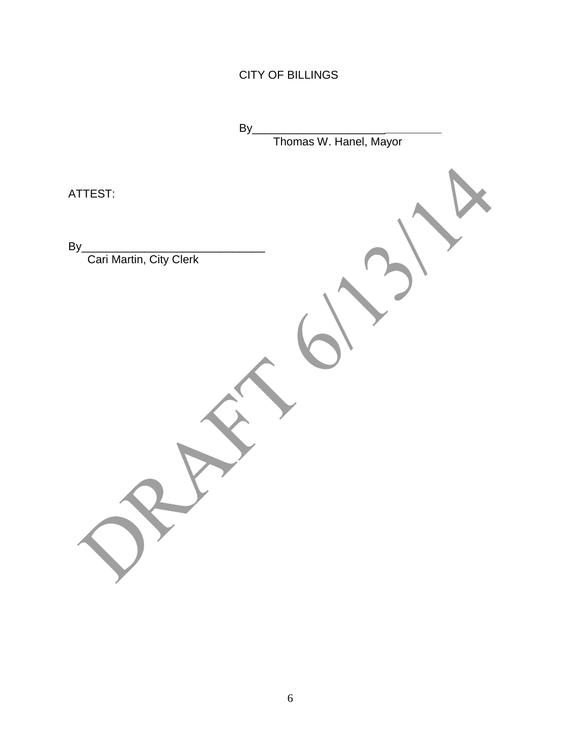CITY OF BILLINGS

By_______________________________
Thomas W. Hanel, Mayor

ATTEST:

By_____________________________
Cari Martin, City Clerk

DRAFT 6/13/14